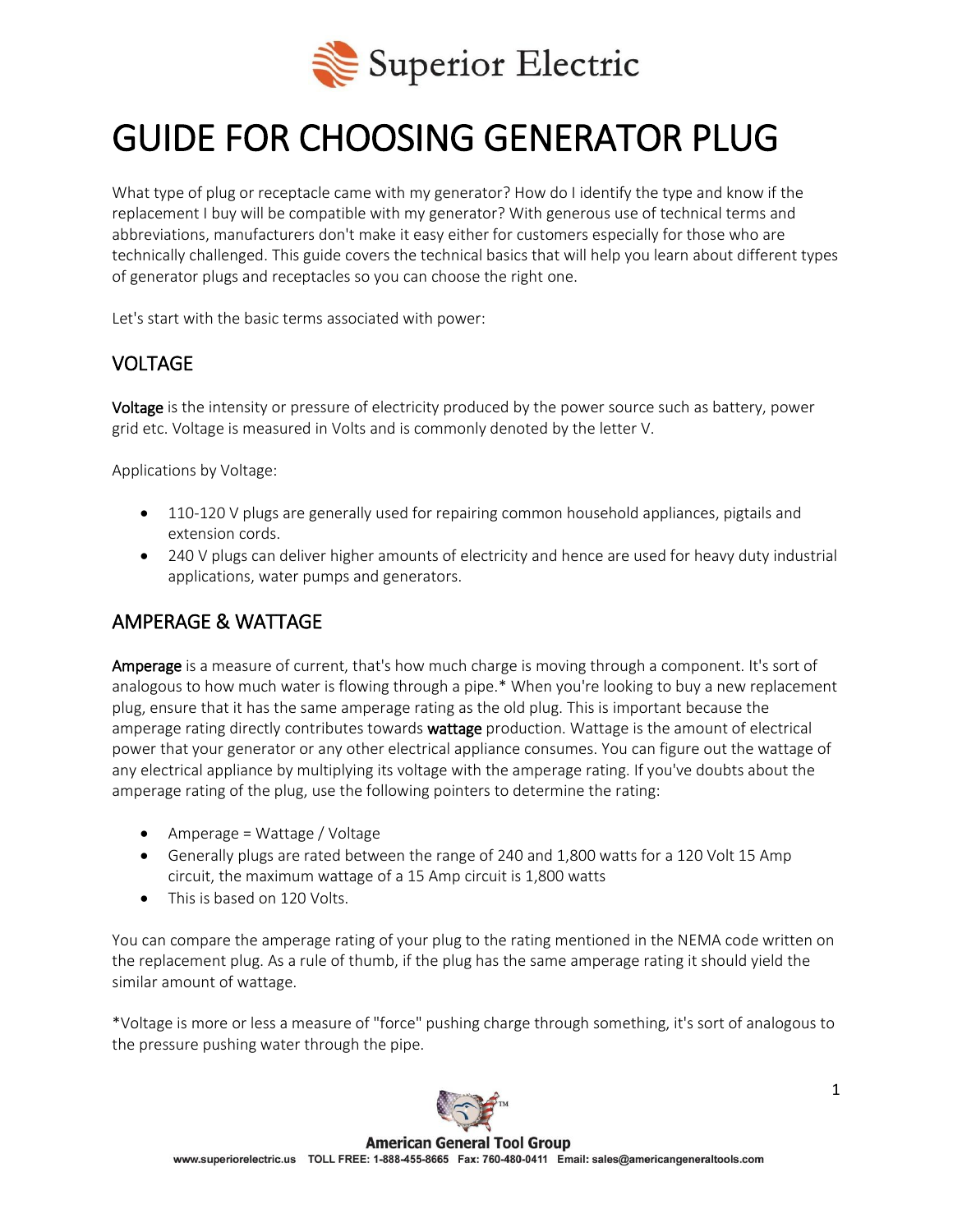# GUIDE FOR CHOOSING GENERATOR PLUG

What type of plug or receptacle came with my generator? How do I identify the type and know if the replacement I buy will be compatible with my generator? With generous use of technical terms and abbreviations, manufacturers don't make it easy either for customers especially for those who are technically challenged. This guide covers the technical basics that will help you learn about different types of generator plugs and receptacles so you can choose the right one.

Let's start with the basic terms associated with power:

## VOLTAGE

Voltage is the intensity or pressure of electricity produced by the power source such as battery, power grid etc. Voltage is measured in Volts and is commonly denoted by the letter V.

Applications by Voltage:

- 110-120 V plugs are generally used for repairing common household appliances, pigtails and extension cords.
- 240 V plugs can deliver higher amounts of electricity and hence are used for heavy duty industrial applications, water pumps and generators.

## AMPERAGE & WATTAGE

Amperage is a measure of current, that's how much charge is moving through a component. It's sort of analogous to how much water is flowing through a pipe.* When you're looking to buy a new replacement plug, ensure that it has the same amperage rating as the old plug. This is important because the amperage rating directly contributes towards wattage production. Wattage is the amount of electrical power that your generator or any other electrical appliance consumes. You can figure out the wattage of any electrical appliance by multiplying its voltage with the amperage rating. If you've doubts about the amperage rating of the plug, use the following pointers to determine the rating:

- Amperage = Wattage / Voltage
- Generally plugs are rated between the range of 240 and 1,800 watts for a 120 Volt 15 Amp circuit, the maximum wattage of a 15 Amp circuit is 1,800 watts
- This is based on 120 Volts.

You can compare the amperage rating of your plug to the rating mentioned in the NEMA code written on the replacement plug. As a rule of thumb, if the plug has the same amperage rating it should yield the similar amount of wattage.

*Voltage is more or less a measure of "force" pushing charge through something, it's sort of analogous to the pressure pushing water through the pipe.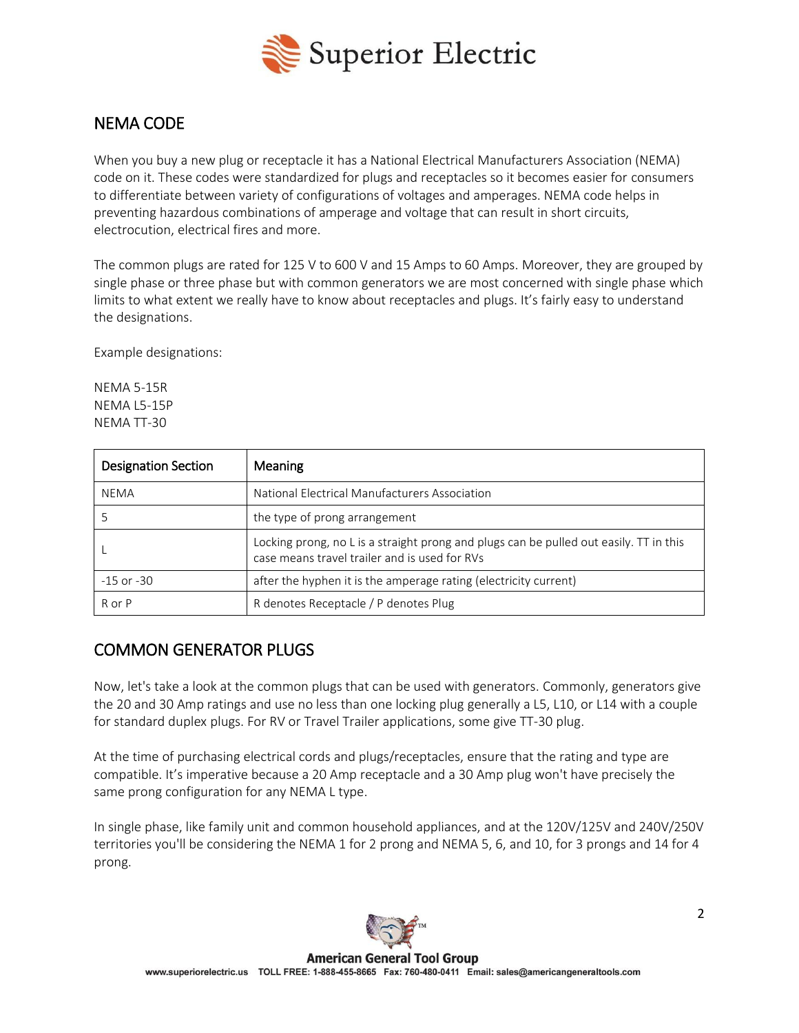## NEMA CODE

When you buy a new plug or receptacle it has a National Electrical Manufacturers Association (NEMA) code on it. These codes were standardized for plugs and receptacles so it becomes easier for consumers to differentiate between variety of configurations of voltages and amperages. NEMA code helps in preventing hazardous combinations of amperage and voltage that can result in short circuits, electrocution, electrical fires and more.

The common plugs are rated for 125 V to 600 V and 15 Amps to 60 Amps. Moreover, they are grouped by single phase or three phase but with common generators we are most concerned with single phase which limits to what extent we really have to know about receptacles and plugs. It's fairly easy to understand the designations.

Example designations:

NEMA 5-15R
NEMA L5-15P
NEMA TT-30

| Designation Section | Meaning |
|---|---|
| NEMA | National Electrical Manufacturers Association |
| 5 | the type of prong arrangement |
| L | Locking prong, no L is a straight prong and plugs can be pulled out easily. TT in this case means travel trailer and is used for RVs |
| -15 or -30 | after the hyphen it is the amperage rating (electricity current) |
| R or P | R denotes Receptacle / P denotes Plug |

## COMMON GENERATOR PLUGS

Now, let's take a look at the common plugs that can be used with generators. Commonly, generators give the 20 and 30 Amp ratings and use no less than one locking plug generally a L5, L10, or L14 with a couple for standard duplex plugs. For RV or Travel Trailer applications, some give TT-30 plug.

At the time of purchasing electrical cords and plugs/receptacles, ensure that the rating and type are compatible. It's imperative because a 20 Amp receptacle and a 30 Amp plug won't have precisely the same prong configuration for any NEMA L type.

In single phase, like family unit and common household appliances, and at the 120V/125V and 240V/250V territories you'll be considering the NEMA 1 for 2 prong and NEMA 5, 6, and 10, for 3 prongs and 14 for 4 prong.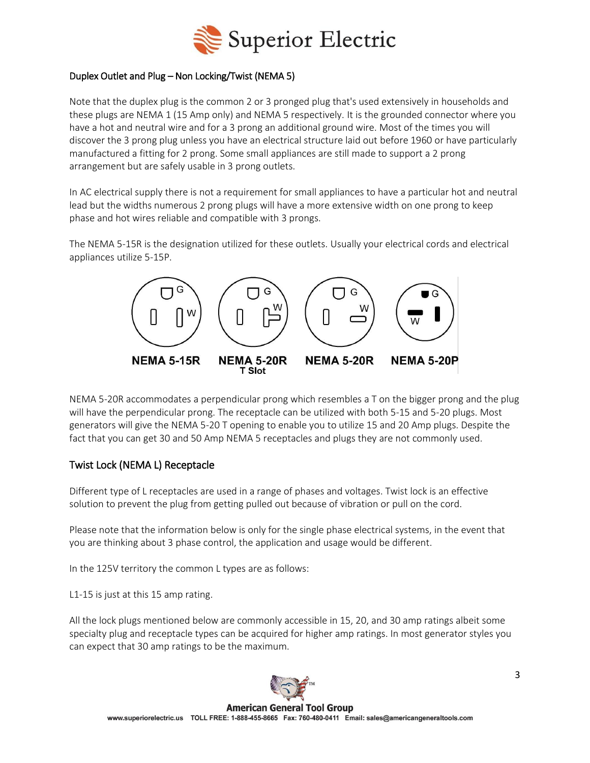## Duplex Outlet and Plug – Non Locking/Twist (NEMA 5)

Note that the duplex plug is the common 2 or 3 pronged plug that's used extensively in households and these plugs are NEMA 1 (15 Amp only) and NEMA 5 respectively. It is the grounded connector where you have a hot and neutral wire and for a 3 prong an additional ground wire. Most of the times you will discover the 3 prong plug unless you have an electrical structure laid out before 1960 or have particularly manufactured a fitting for 2 prong. Some small appliances are still made to support a 2 prong arrangement but are safely usable in 3 prong outlets.

In AC electrical supply there is not a requirement for small appliances to have a particular hot and neutral lead but the widths numerous 2 prong plugs will have a more extensive width on one prong to keep phase and hot wires reliable and compatible with 3 prongs.

The NEMA 5-15R is the designation utilized for these outlets. Usually your electrical cords and electrical appliances utilize 5-15P.

NEMA 5-15R | NEMA 5-20R T Slot | NEMA 5-20R | NEMA 5-20P

NEMA 5-20R accommodates a perpendicular prong which resembles a T on the bigger prong and the plug will have the perpendicular prong. The receptacle can be utilized with both 5-15 and 5-20 plugs. Most generators will give the NEMA 5-20 T opening to enable you to utilize 15 and 20 Amp plugs. Despite the fact that you can get 30 and 50 Amp NEMA 5 receptacles and plugs they are not commonly used.

## Twist Lock (NEMA L) Receptacle

Different type of L receptacles are used in a range of phases and voltages. Twist lock is an effective solution to prevent the plug from getting pulled out because of vibration or pull on the cord.

Please note that the information below is only for the single phase electrical systems, in the event that you are thinking about 3 phase control, the application and usage would be different.

In the 125V territory the common L types are as follows:

L1-15 is just at this 15 amp rating.

All the lock plugs mentioned below are commonly accessible in 15, 20, and 30 amp ratings albeit some specialty plug and receptacle types can be acquired for higher amp ratings. In most generator styles you can expect that 30 amp ratings to be the maximum.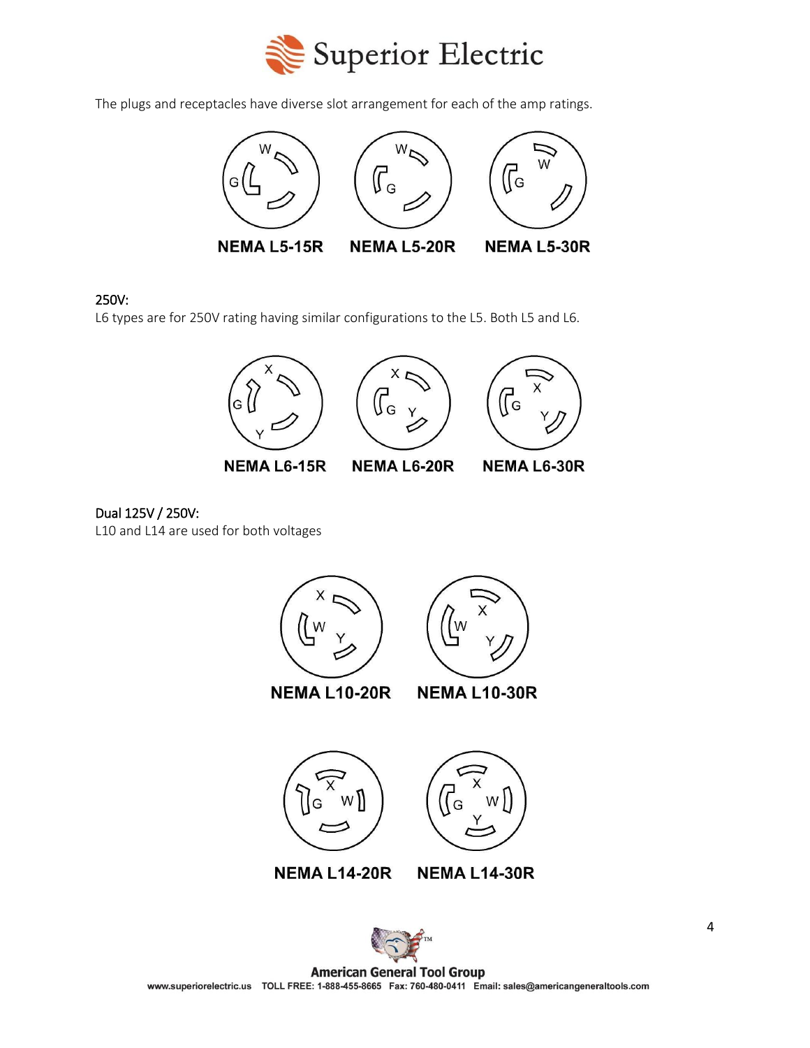The plugs and receptacles have diverse slot arrangement for each of the amp ratings.

NEMA L5-15R NEMA L5-20R NEMA L5-30R

## 250V:

L6 types are for 250V rating having similar configurations to the L5. Both L5 and L6.

NEMA L6-15R NEMA L6-20R NEMA L6-30R

## Dual 125V / 250V:

L10 and L14 are used for both voltages

NEMA L10-20R NEMA L10-30R

NEMA L14-20R NEMA L14-30R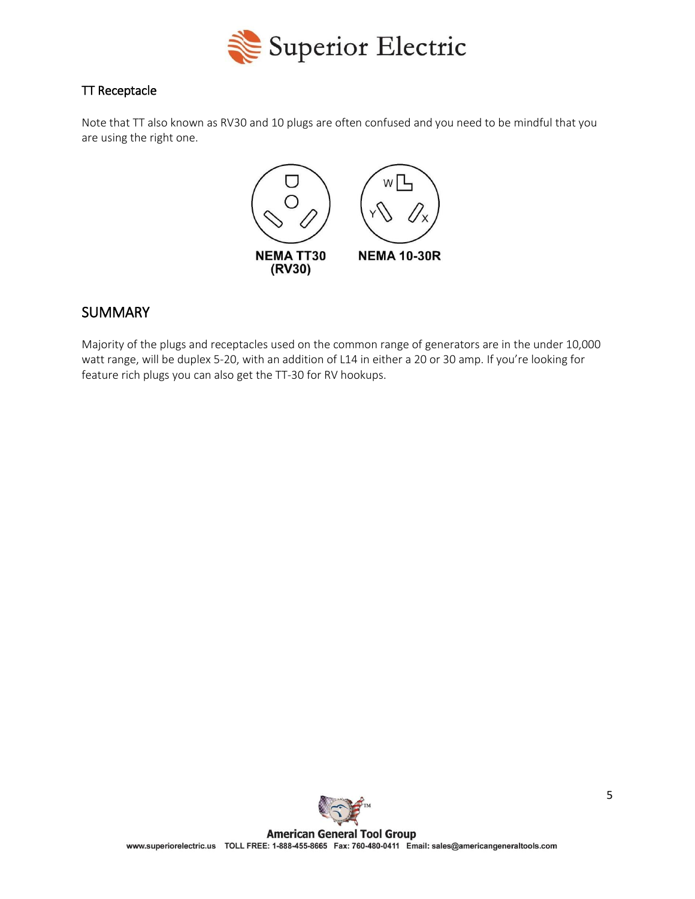### TT Receptacle

Note that TT also known as RV30 and 10 plugs are often confused and you need to be mindful that you are using the right one.

NEMA TT30 (RV30)

NEMA 10-30R

## SUMMARY

Majority of the plugs and receptacles used on the common range of generators are in the under 10,000 watt range, will be duplex 5-20, with an addition of L14 in either a 20 or 30 amp. If you're looking for feature rich plugs you can also get the TT-30 for RV hookups.